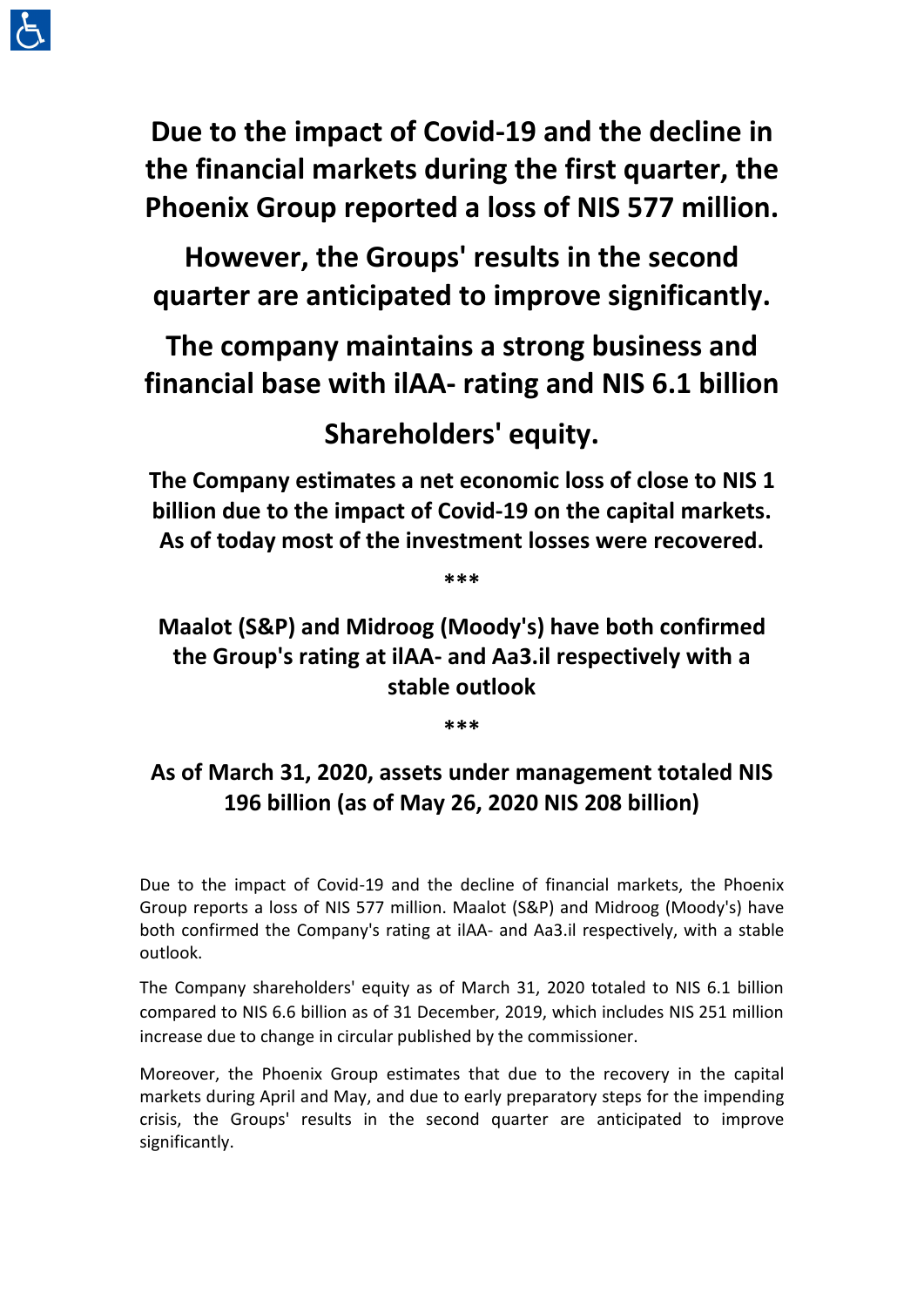# Due to the impact of Covid-19 and the decline in the financial markets during the first quarter, the Phoenix Group reported a loss of NIS 577 million.

# However, the Groups' results in the second quarter are anticipated to improve significantly.

# The company maintains a strong business and financial base with ilAA- rating and NIS 6.1 billion Shareholders' equity.

**The Company estimates a net economic loss of close to NIS 1 billion due to the impact of Covid-19 on the capital markets. As of today most of the investment losses were recovered.**

***

## Maalot (S&P) and Midroog (Moody's) have both confirmed the Group's rating at ilAA- and Aa3.il respectively with a stable outlook

***

## As of March 31, 2020, assets under management totaled NIS 196 billion (as of May 26, 2020 NIS 208 billion)

Due to the impact of Covid-19 and the decline of financial markets, the Phoenix Group reports a loss of NIS 577 million. Maalot (S&P) and Midroog (Moody's) have both confirmed the Company's rating at ilAA- and Aa3.il respectively, with a stable outlook.

The Company shareholders' equity as of March 31, 2020 totaled to NIS 6.1 billion compared to NIS 6.6 billion as of 31 December, 2019, which includes NIS 251 million increase due to change in circular published by the commissioner.

Moreover, the Phoenix Group estimates that due to the recovery in the capital markets during April and May, and due to early preparatory steps for the impending crisis, the Groups' results in the second quarter are anticipated to improve significantly.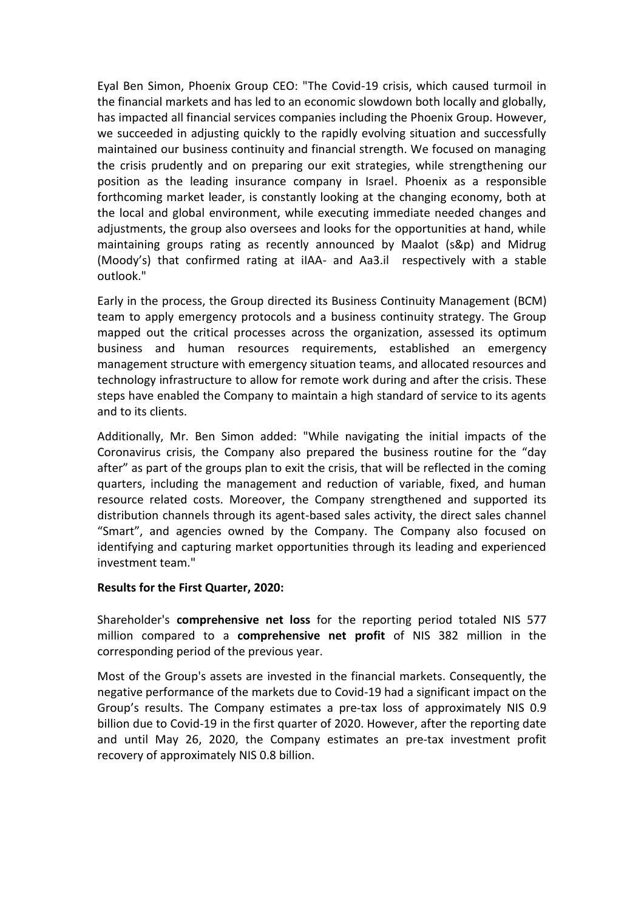Eyal Ben Simon, Phoenix Group CEO: "The Covid-19 crisis, which caused turmoil in the financial markets and has led to an economic slowdown both locally and globally, has impacted all financial services companies including the Phoenix Group. However, we succeeded in adjusting quickly to the rapidly evolving situation and successfully maintained our business continuity and financial strength. We focused on managing the crisis prudently and on preparing our exit strategies, while strengthening our position as the leading insurance company in Israel. Phoenix as a responsible forthcoming market leader, is constantly looking at the changing economy, both at the local and global environment, while executing immediate needed changes and adjustments, the group also oversees and looks for the opportunities at hand, while maintaining groups rating as recently announced by Maalot (s&p) and Midrug (Moody's) that confirmed rating at ilAA- and Aa3.il respectively with a stable outlook."

Early in the process, the Group directed its Business Continuity Management (BCM) team to apply emergency protocols and a business continuity strategy. The Group mapped out the critical processes across the organization, assessed its optimum business and human resources requirements, established an emergency management structure with emergency situation teams, and allocated resources and technology infrastructure to allow for remote work during and after the crisis. These steps have enabled the Company to maintain a high standard of service to its agents and to its clients.

Additionally, Mr. Ben Simon added: "While navigating the initial impacts of the Coronavirus crisis, the Company also prepared the business routine for the "day after" as part of the groups plan to exit the crisis, that will be reflected in the coming quarters, including the management and reduction of variable, fixed, and human resource related costs. Moreover, the Company strengthened and supported its distribution channels through its agent-based sales activity, the direct sales channel "Smart", and agencies owned by the Company. The Company also focused on identifying and capturing market opportunities through its leading and experienced investment team."

**Results for the First Quarter, 2020:**

Shareholder's **comprehensive net loss** for the reporting period totaled NIS 577 million compared to a **comprehensive net profit** of NIS 382 million in the corresponding period of the previous year.

Most of the Group's assets are invested in the financial markets. Consequently, the negative performance of the markets due to Covid-19 had a significant impact on the Group's results. The Company estimates a pre-tax loss of approximately NIS 0.9 billion due to Covid-19 in the first quarter of 2020. However, after the reporting date and until May 26, 2020, the Company estimates an pre-tax investment profit recovery of approximately NIS 0.8 billion.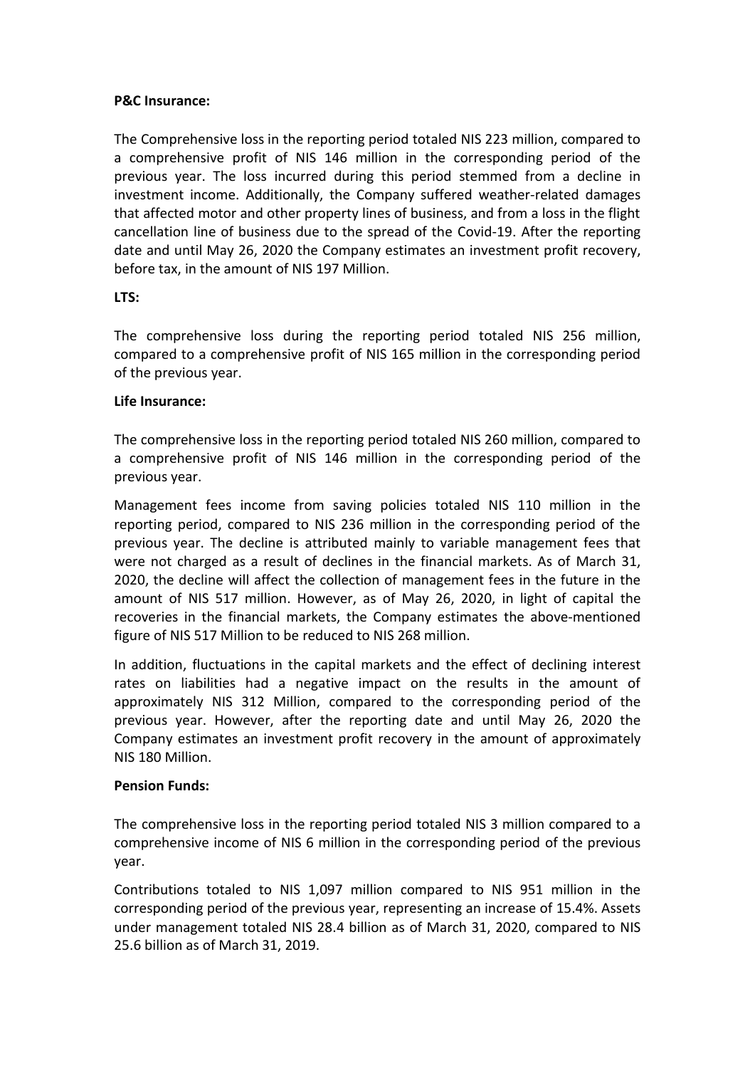**P&C Insurance:**

The Comprehensive loss in the reporting period totaled NIS 223 million, compared to a comprehensive profit of NIS 146 million in the corresponding period of the previous year. The loss incurred during this period stemmed from a decline in investment income. Additionally, the Company suffered weather-related damages that affected motor and other property lines of business, and from a loss in the flight cancellation line of business due to the spread of the Covid-19. After the reporting date and until May 26, 2020 the Company estimates an investment profit recovery, before tax, in the amount of NIS 197 Million.

**LTS:**

The comprehensive loss during the reporting period totaled NIS 256 million, compared to a comprehensive profit of NIS 165 million in the corresponding period of the previous year.

**Life Insurance:**

The comprehensive loss in the reporting period totaled NIS 260 million, compared to a comprehensive profit of NIS 146 million in the corresponding period of the previous year.

Management fees income from saving policies totaled NIS 110 million in the reporting period, compared to NIS 236 million in the corresponding period of the previous year. The decline is attributed mainly to variable management fees that were not charged as a result of declines in the financial markets. As of March 31, 2020, the decline will affect the collection of management fees in the future in the amount of NIS 517 million. However, as of May 26, 2020, in light of capital the recoveries in the financial markets, the Company estimates the above-mentioned figure of NIS 517 Million to be reduced to NIS 268 million.

In addition, fluctuations in the capital markets and the effect of declining interest rates on liabilities had a negative impact on the results in the amount of approximately NIS 312 Million, compared to the corresponding period of the previous year. However, after the reporting date and until May 26, 2020 the Company estimates an investment profit recovery in the amount of approximately NIS 180 Million.

**Pension Funds:**

The comprehensive loss in the reporting period totaled NIS 3 million compared to a comprehensive income of NIS 6 million in the corresponding period of the previous year.

Contributions totaled to NIS 1,097 million compared to NIS 951 million in the corresponding period of the previous year, representing an increase of 15.4%. Assets under management totaled NIS 28.4 billion as of March 31, 2020, compared to NIS 25.6 billion as of March 31, 2019.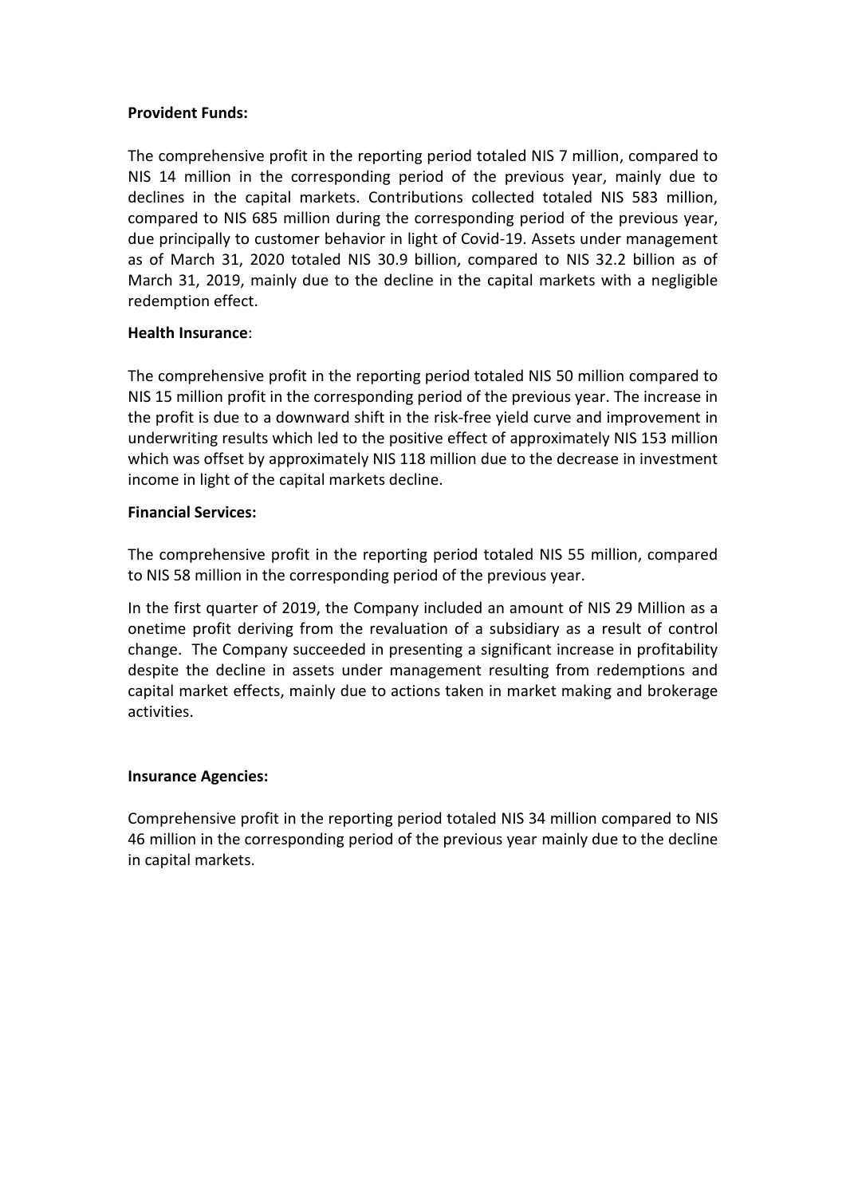**Provident Funds:**

The comprehensive profit in the reporting period totaled NIS 7 million, compared to NIS 14 million in the corresponding period of the previous year, mainly due to declines in the capital markets. Contributions collected totaled NIS 583 million, compared to NIS 685 million during the corresponding period of the previous year, due principally to customer behavior in light of Covid-19. Assets under management as of March 31, 2020 totaled NIS 30.9 billion, compared to NIS 32.2 billion as of March 31, 2019, mainly due to the decline in the capital markets with a negligible redemption effect.

**Health Insurance**:

The comprehensive profit in the reporting period totaled NIS 50 million compared to NIS 15 million profit in the corresponding period of the previous year. The increase in the profit is due to a downward shift in the risk-free yield curve and improvement in underwriting results which led to the positive effect of approximately NIS 153 million which was offset by approximately NIS 118 million due to the decrease in investment income in light of the capital markets decline.

**Financial Services:**

The comprehensive profit in the reporting period totaled NIS 55 million, compared to NIS 58 million in the corresponding period of the previous year.

In the first quarter of 2019, the Company included an amount of NIS 29 Million as a onetime profit deriving from the revaluation of a subsidiary as a result of control change. The Company succeeded in presenting a significant increase in profitability despite the decline in assets under management resulting from redemptions and capital market effects, mainly due to actions taken in market making and brokerage activities.

**Insurance Agencies:**

Comprehensive profit in the reporting period totaled NIS 34 million compared to NIS 46 million in the corresponding period of the previous year mainly due to the decline in capital markets.